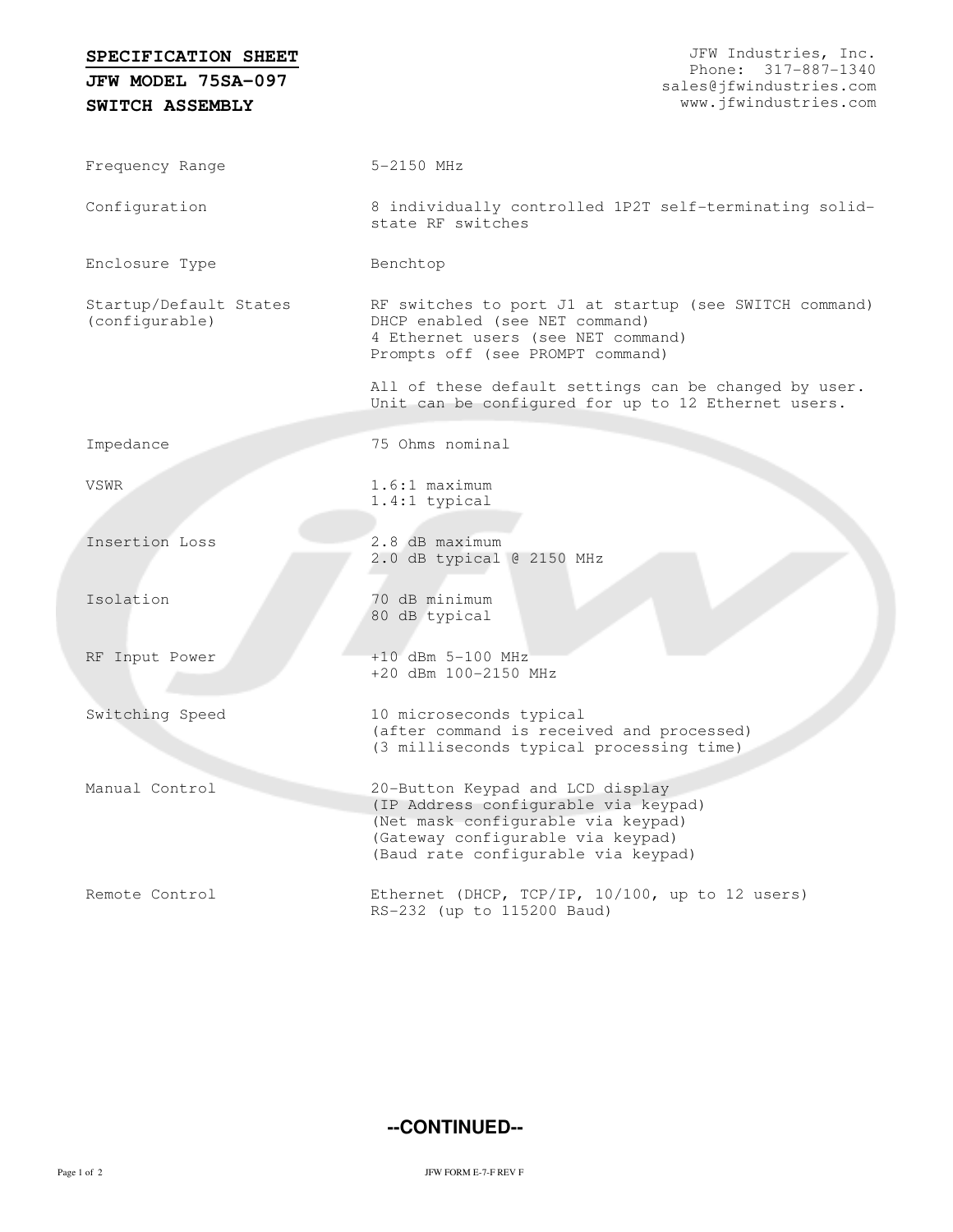# SPECIFICATION SHEET

## JFW MODEL 75SA-097

## SWITCH ASSEMBLY

JFW Industries, Inc.
Phone: 317-887-1340
sales@jfwindustries.com
www.jfwindustries.com

| | |
|---|---|
| Frequency Range | 5-2150 MHz |
| Configuration | 8 individually controlled 1P2T self-terminating solid-state RF switches |
| Enclosure Type | Benchtop |
| Startup/Default States (configurable) | RF switches to port J1 at startup (see SWITCH command)<br>DHCP enabled (see NET command)<br>4 Ethernet users (see NET command)<br>Prompts off (see PROMPT command)<br><br>All of these default settings can be changed by user. Unit can be configured for up to 12 Ethernet users. |
| Impedance | 75 Ohms nominal |
| VSWR | 1.6:1 maximum<br>1.4:1 typical |
| Insertion Loss | 2.8 dB maximum<br>2.0 dB typical @ 2150 MHz |
| Isolation | 70 dB minimum<br>80 dB typical |
| RF Input Power | +10 dBm 5-100 MHz<br>+20 dBm 100-2150 MHz |
| Switching Speed | 10 microseconds typical<br>(after command is received and processed)<br>(3 milliseconds typical processing time) |
| Manual Control | 20-Button Keypad and LCD display<br>(IP Address configurable via keypad)<br>(Net mask configurable via keypad)<br>(Gateway configurable via keypad)<br>(Baud rate configurable via keypad) |
| Remote Control | Ethernet (DHCP, TCP/IP, 10/100, up to 12 users)<br>RS-232 (up to 115200 Baud) |

**--CONTINUED--**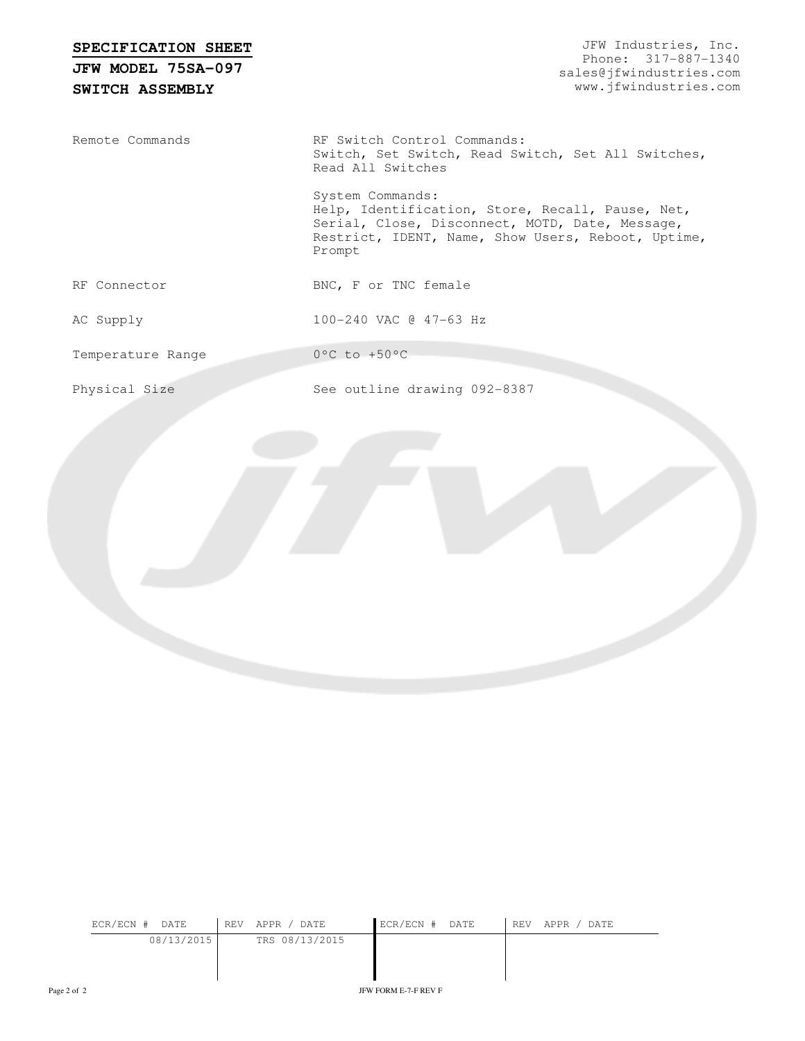**SPECIFICATION SHEET**

**JFW MODEL 75SA-097**

**SWITCH ASSEMBLY**

JFW Industries, Inc.
Phone: 317-887-1340
sales@jfwindustries.com
www.jfwindustries.com

| | |
|---|---|
| Remote Commands | RF Switch Control Commands: Switch, Set Switch, Read Switch, Set All Switches, Read All Switches<br><br>System Commands: Help, Identification, Store, Recall, Pause, Net, Serial, Close, Disconnect, MOTD, Date, Message, Restrict, IDENT, Name, Show Users, Reboot, Uptime, Prompt |
| RF Connector | BNC, F or TNC female |
| AC Supply | 100-240 VAC @ 47-63 Hz |
| Temperature Range | 0°C to +50°C |
| Physical Size | See outline drawing 092-8387 |

| ECR/ECN # DATE | REV APPR / DATE | ECR/ECN # DATE | REV APPR / DATE |
|---|---|---|---|
| 08/13/2015 | TRS 08/13/2015 | | |

JFW FORM E-7-F REV F